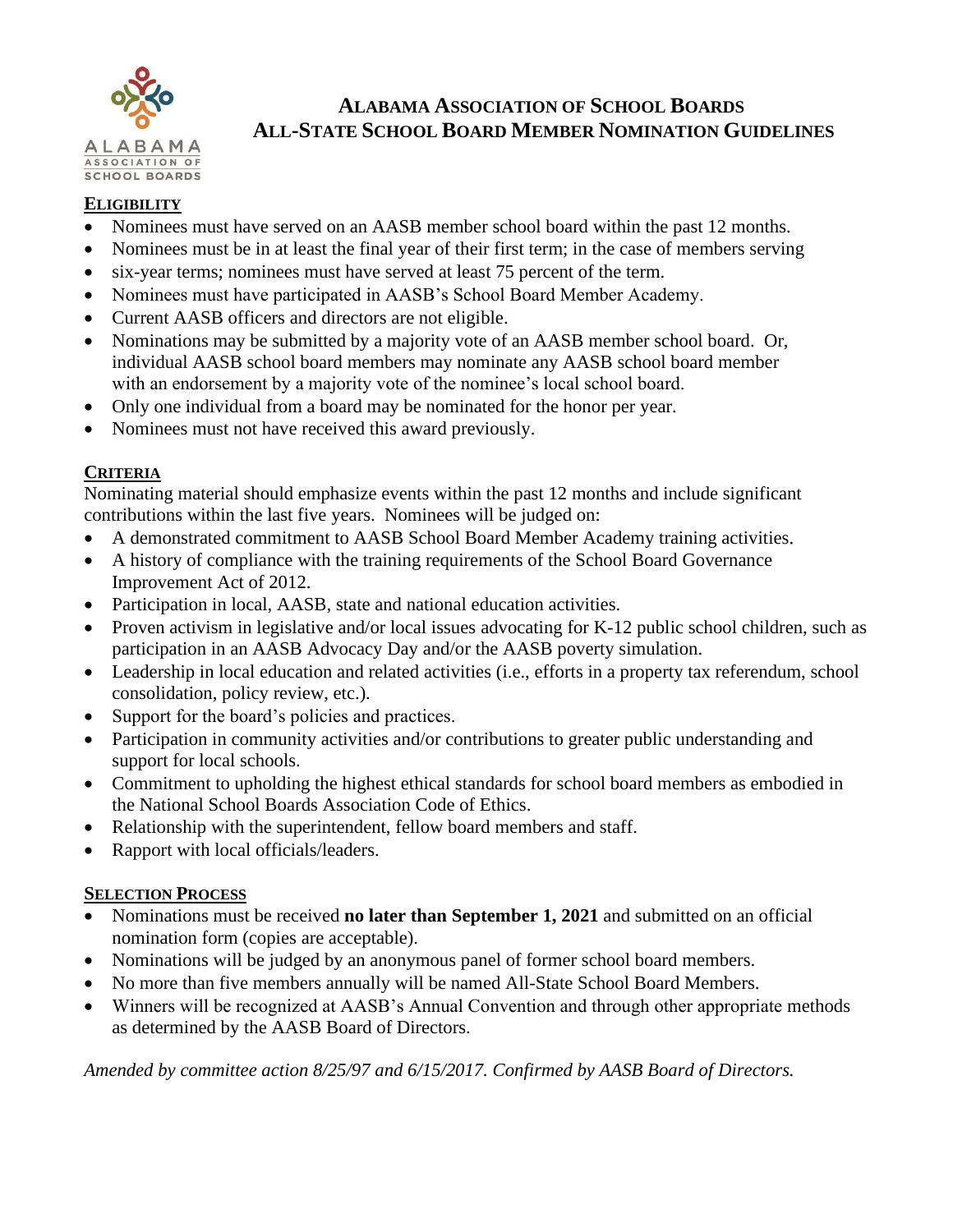# ALABAMA ASSOCIATION OF SCHOOL BOARDS
# ALL-STATE SCHOOL BOARD MEMBER NOMINATION GUIDELINES

## ELIGIBILITY

- Nominees must have served on an AASB member school board within the past 12 months.
- Nominees must be in at least the final year of their first term; in the case of members serving
- six-year terms; nominees must have served at least 75 percent of the term.
- Nominees must have participated in AASB's School Board Member Academy.
- Current AASB officers and directors are not eligible.
- Nominations may be submitted by a majority vote of an AASB member school board. Or, individual AASB school board members may nominate any AASB school board member with an endorsement by a majority vote of the nominee's local school board.
- Only one individual from a board may be nominated for the honor per year.
- Nominees must not have received this award previously.

## CRITERIA

Nominating material should emphasize events within the past 12 months and include significant contributions within the last five years. Nominees will be judged on:

- A demonstrated commitment to AASB School Board Member Academy training activities.
- A history of compliance with the training requirements of the School Board Governance Improvement Act of 2012.
- Participation in local, AASB, state and national education activities.
- Proven activism in legislative and/or local issues advocating for K-12 public school children, such as participation in an AASB Advocacy Day and/or the AASB poverty simulation.
- Leadership in local education and related activities (i.e., efforts in a property tax referendum, school consolidation, policy review, etc.).
- Support for the board's policies and practices.
- Participation in community activities and/or contributions to greater public understanding and support for local schools.
- Commitment to upholding the highest ethical standards for school board members as embodied in the National School Boards Association Code of Ethics.
- Relationship with the superintendent, fellow board members and staff.
- Rapport with local officials/leaders.

## SELECTION PROCESS

- Nominations must be received **no later than September 1, 2021** and submitted on an official nomination form (copies are acceptable).
- Nominations will be judged by an anonymous panel of former school board members.
- No more than five members annually will be named All-State School Board Members.
- Winners will be recognized at AASB's Annual Convention and through other appropriate methods as determined by the AASB Board of Directors.

*Amended by committee action 8/25/97 and 6/15/2017. Confirmed by AASB Board of Directors.*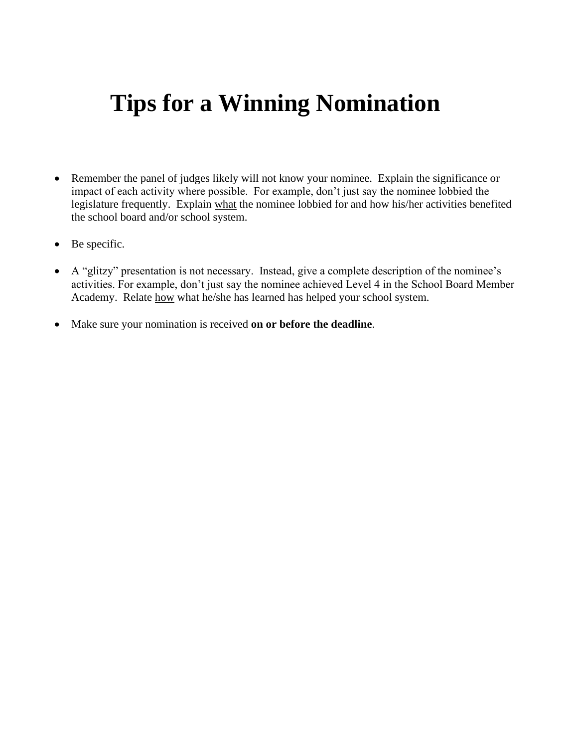# Tips for a Winning Nomination

- Remember the panel of judges likely will not know your nominee. Explain the significance or impact of each activity where possible. For example, don't just say the nominee lobbied the legislature frequently. Explain <u>what</u> the nominee lobbied for and how his/her activities benefited the school board and/or school system.

- Be specific.

- A "glitzy" presentation is not necessary. Instead, give a complete description of the nominee's activities. For example, don't just say the nominee achieved Level 4 in the School Board Member Academy. Relate <u>how</u> what he/she has learned has helped your school system.

- Make sure your nomination is received **on or before the deadline**.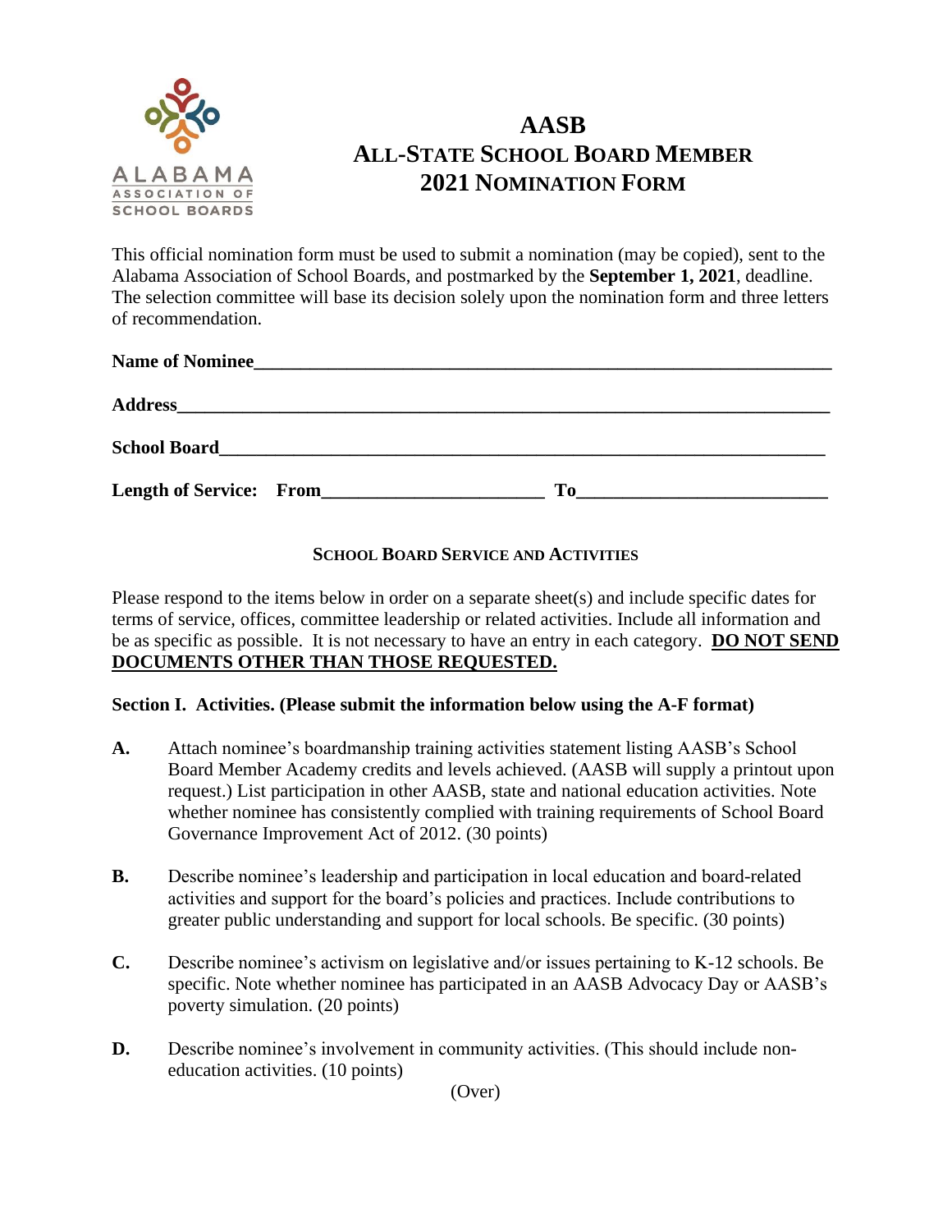# AASB ALL-STATE SCHOOL BOARD MEMBER 2021 NOMINATION FORM

This official nomination form must be used to submit a nomination (may be copied), sent to the Alabama Association of School Boards, and postmarked by the **September 1, 2021**, deadline. The selection committee will base its decision solely upon the nomination form and three letters of recommendation.

**Name of Nominee**\_\_\_\_\_\_\_\_\_\_\_\_\_\_\_\_\_\_\_\_\_\_\_\_\_\_\_\_\_\_\_\_\_\_\_\_\_\_\_\_\_\_\_\_\_\_\_\_\_\_\_\_

**Address**\_\_\_\_\_\_\_\_\_\_\_\_\_\_\_\_\_\_\_\_\_\_\_\_\_\_\_\_\_\_\_\_\_\_\_\_\_\_\_\_\_\_\_\_\_\_\_\_\_\_\_\_\_\_\_\_\_\_

**School Board**\_\_\_\_\_\_\_\_\_\_\_\_\_\_\_\_\_\_\_\_\_\_\_\_\_\_\_\_\_\_\_\_\_\_\_\_\_\_\_\_\_\_\_\_\_\_\_\_\_\_\_\_\_\_

**Length of Service: From**\_\_\_\_\_\_\_\_\_\_\_\_\_\_\_\_\_\_\_\_ **To**\_\_\_\_\_\_\_\_\_\_\_\_\_\_\_\_\_\_\_\_\_\_

## SCHOOL BOARD SERVICE AND ACTIVITIES

Please respond to the items below in order on a separate sheet(s) and include specific dates for terms of service, offices, committee leadership or related activities. Include all information and be as specific as possible. It is not necessary to have an entry in each category. **DO NOT SEND DOCUMENTS OTHER THAN THOSE REQUESTED.**

### Section I. Activities. (Please submit the information below using the A-F format)

**A.** Attach nominee's boardmanship training activities statement listing AASB's School Board Member Academy credits and levels achieved. (AASB will supply a printout upon request.) List participation in other AASB, state and national education activities. Note whether nominee has consistently complied with training requirements of School Board Governance Improvement Act of 2012. (30 points)

**B.** Describe nominee's leadership and participation in local education and board-related activities and support for the board's policies and practices. Include contributions to greater public understanding and support for local schools. Be specific. (30 points)

**C.** Describe nominee's activism on legislative and/or issues pertaining to K-12 schools. Be specific. Note whether nominee has participated in an AASB Advocacy Day or AASB's poverty simulation. (20 points)

**D.** Describe nominee's involvement in community activities. (This should include non-education activities. (10 points)

(Over)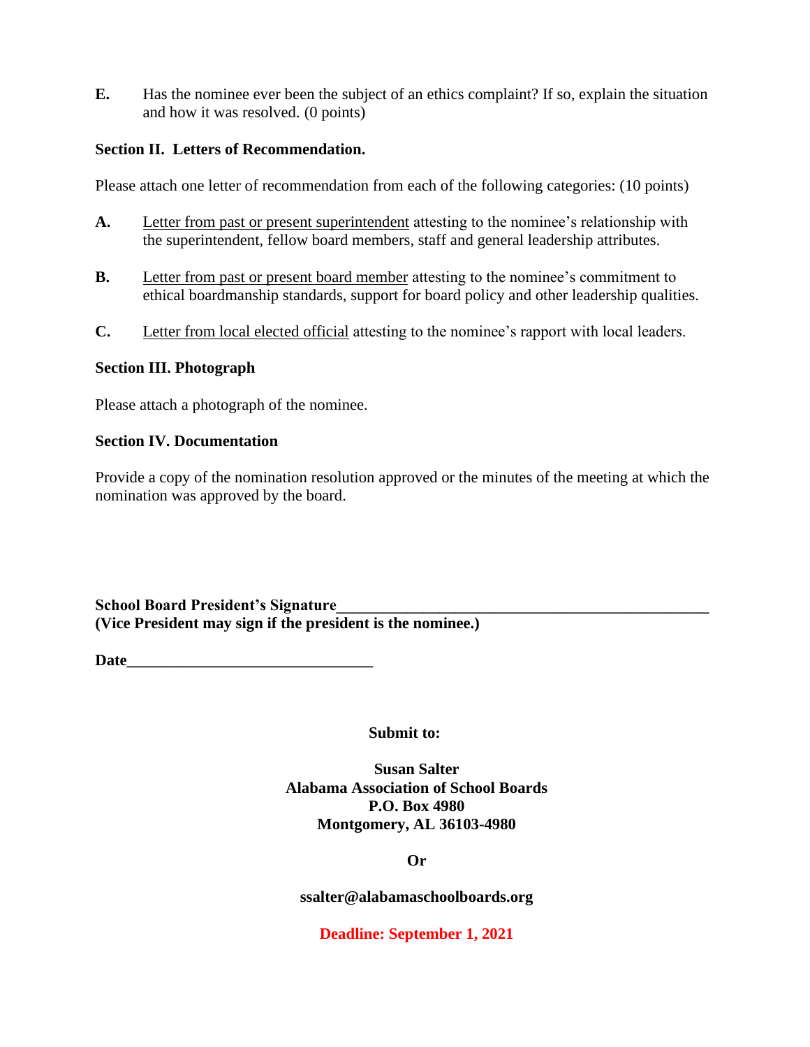**E.** Has the nominee ever been the subject of an ethics complaint? If so, explain the situation and how it was resolved. (0 points)

**Section II. Letters of Recommendation.**

Please attach one letter of recommendation from each of the following categories: (10 points)

**A.** <u>Letter from past or present superintendent</u> attesting to the nominee's relationship with the superintendent, fellow board members, staff and general leadership attributes.

**B.** <u>Letter from past or present board member</u> attesting to the nominee's commitment to ethical boardmanship standards, support for board policy and other leadership qualities.

**C.** <u>Letter from local elected official</u> attesting to the nominee's rapport with local leaders.

**Section III. Photograph**

Please attach a photograph of the nominee.

**Section IV. Documentation**

Provide a copy of the nomination resolution approved or the minutes of the meeting at which the nomination was approved by the board.

**School Board President's Signature**_______________________________________________
**(Vice President may sign if the president is the nominee.)**

**Date**_______________________________

**Submit to:**

**Susan Salter**
**Alabama Association of School Boards**
**P.O. Box 4980**
**Montgomery, AL 36103-4980**

**Or**

**ssalter@alabamaschoolboards.org**

**Deadline: September 1, 2021**